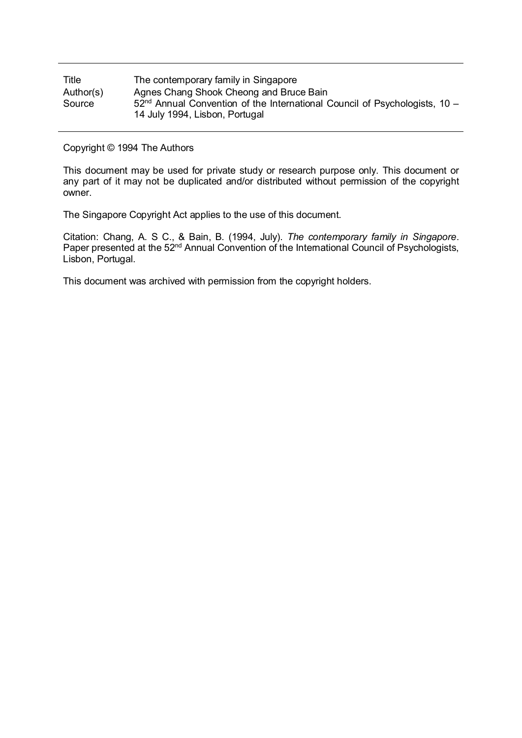| | |
|---|---|
| Title | The contemporary family in Singapore |
| Author(s) | Agnes Chang Shook Cheong and Bruce Bain |
| Source | 52nd Annual Convention of the International Council of Psychologists, 10 – 14 July 1994, Lisbon, Portugal |

Copyright © 1994 The Authors

This document may be used for private study or research purpose only. This document or any part of it may not be duplicated and/or distributed without permission of the copyright owner.

The Singapore Copyright Act applies to the use of this document.

Citation: Chang, A. S C., & Bain, B. (1994, July). *The contemporary family in Singapore*. Paper presented at the 52nd Annual Convention of the International Council of Psychologists, Lisbon, Portugal.

This document was archived with permission from the copyright holders.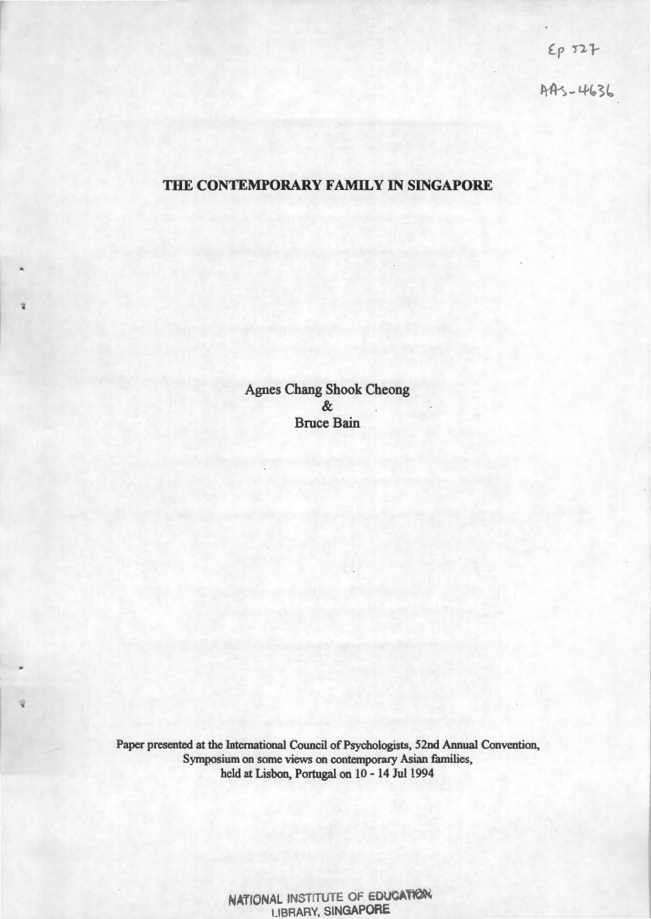Ep 527

AAS-4636

# THE CONTEMPORARY FAMILY IN SINGAPORE

Agnes Chang Shook Cheong

&

Bruce Bain

Paper presented at the International Council of Psychologists, 52nd Annual Convention, Symposium on some views on contemporary Asian families, held at Lisbon, Portugal on 10 - 14 Jul 1994

NATIONAL INSTITUTE OF EDUCATION LIBRARY, SINGAPORE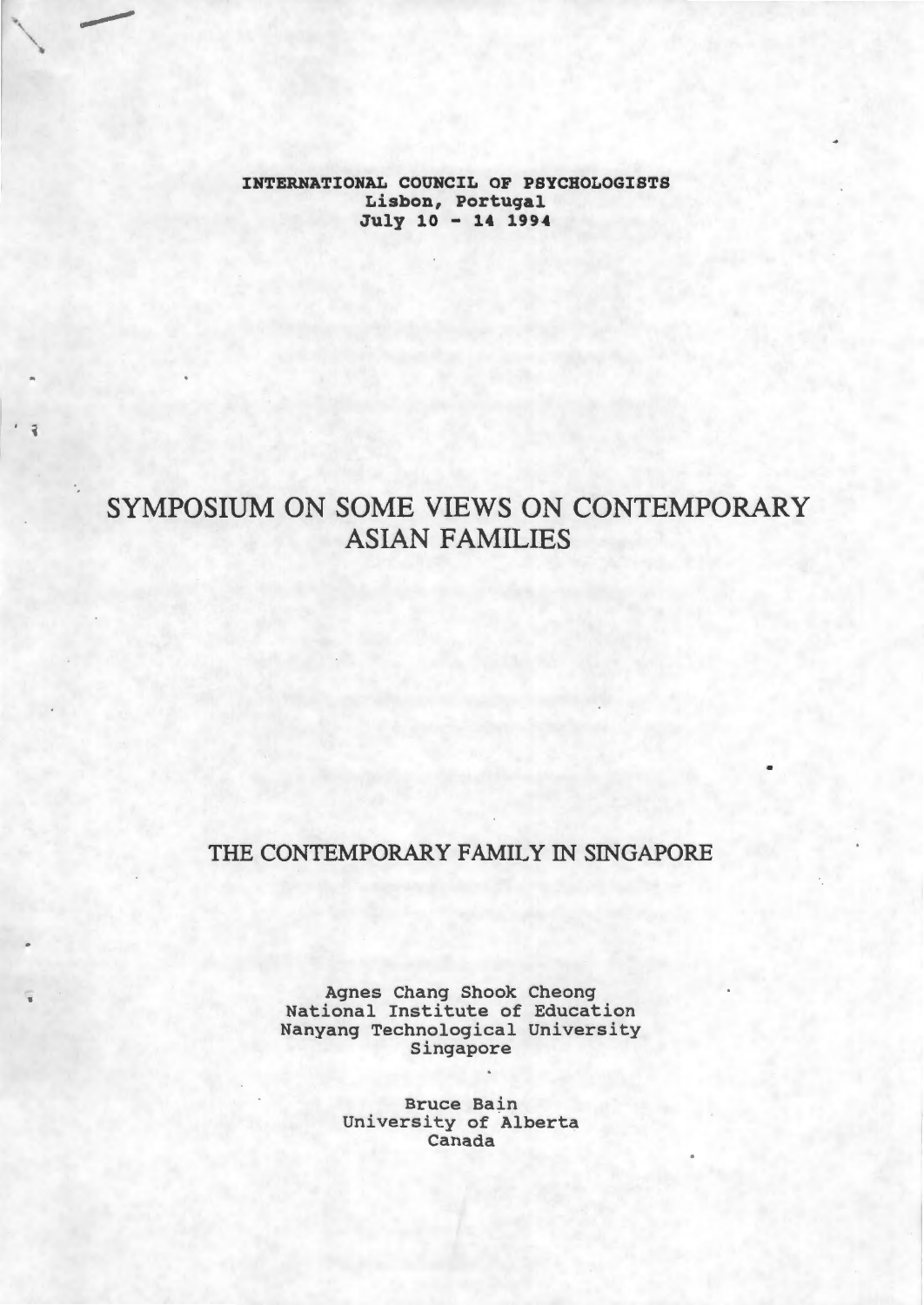**INTERNATIONAL COUNCIL OF PSYCHOLOGISTS**
**Lisbon, Portugal**
**July 10 - 14 1994**

# SYMPOSIUM ON SOME VIEWS ON CONTEMPORARY ASIAN FAMILIES

## THE CONTEMPORARY FAMILY IN SINGAPORE

Agnes Chang Shook Cheong
National Institute of Education
Nanyang Technological University
Singapore

Bruce Bain
University of Alberta
Canada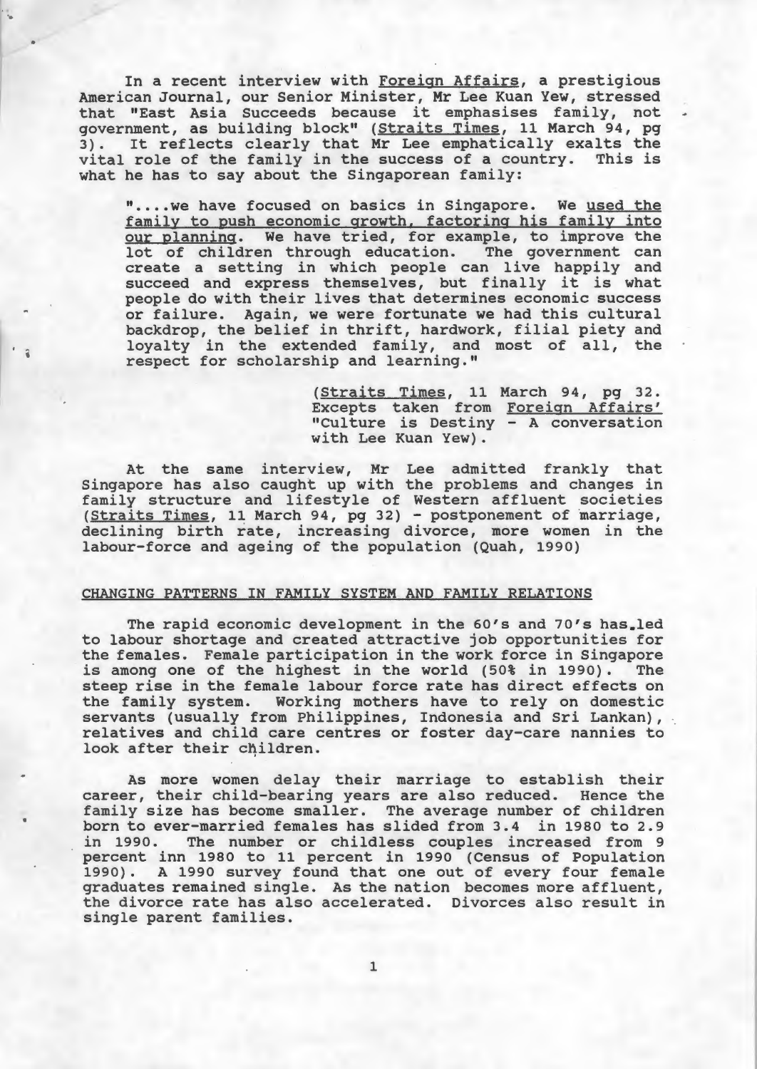In a recent interview with Foreign Affairs, a prestigious American Journal, our Senior Minister, Mr Lee Kuan Yew, stressed that "East Asia Succeeds because it emphasises family, not government, as building block" (Straits Times, 11 March 94, pg 3). It reflects clearly that Mr Lee emphatically exalts the vital role of the family in the success of a country. This is what he has to say about the Singaporean family:

> "....we have focused on basics in Singapore. We used the family to push economic growth, factoring his family into our planning. We have tried, for example, to improve the lot of children through education. The government can create a setting in which people can live happily and succeed and express themselves, but finally it is what people do with their lives that determines economic success or failure. Again, we were fortunate we had this cultural backdrop, the belief in thrift, hardwork, filial piety and loyalty in the extended family, and most of all, the respect for scholarship and learning."
>
> (Straits Times, 11 March 94, pg 32. Excepts taken from Foreign Affairs' "Culture is Destiny - A conversation with Lee Kuan Yew).

At the same interview, Mr Lee admitted frankly that Singapore has also caught up with the problems and changes in family structure and lifestyle of Western affluent societies (Straits Times, 11 March 94, pg 32) - postponement of marriage, declining birth rate, increasing divorce, more women in the labour-force and ageing of the population (Quah, 1990)

## CHANGING PATTERNS IN FAMILY SYSTEM AND FAMILY RELATIONS

The rapid economic development in the 60's and 70's has led to labour shortage and created attractive job opportunities for the females. Female participation in the work force in Singapore is among one of the highest in the world (50% in 1990). The steep rise in the female labour force rate has direct effects on the family system. Working mothers have to rely on domestic servants (usually from Philippines, Indonesia and Sri Lankan), relatives and child care centres or foster day-care nannies to look after their children.

As more women delay their marriage to establish their career, their child-bearing years are also reduced. Hence the family size has become smaller. The average number of children born to ever-married females has slided from 3.4 in 1980 to 2.9 in 1990. The number or childless couples increased from 9 percent inn 1980 to 11 percent in 1990 (Census of Population 1990). A 1990 survey found that one out of every four female graduates remained single. As the nation becomes more affluent, the divorce rate has also accelerated. Divorces also result in single parent families.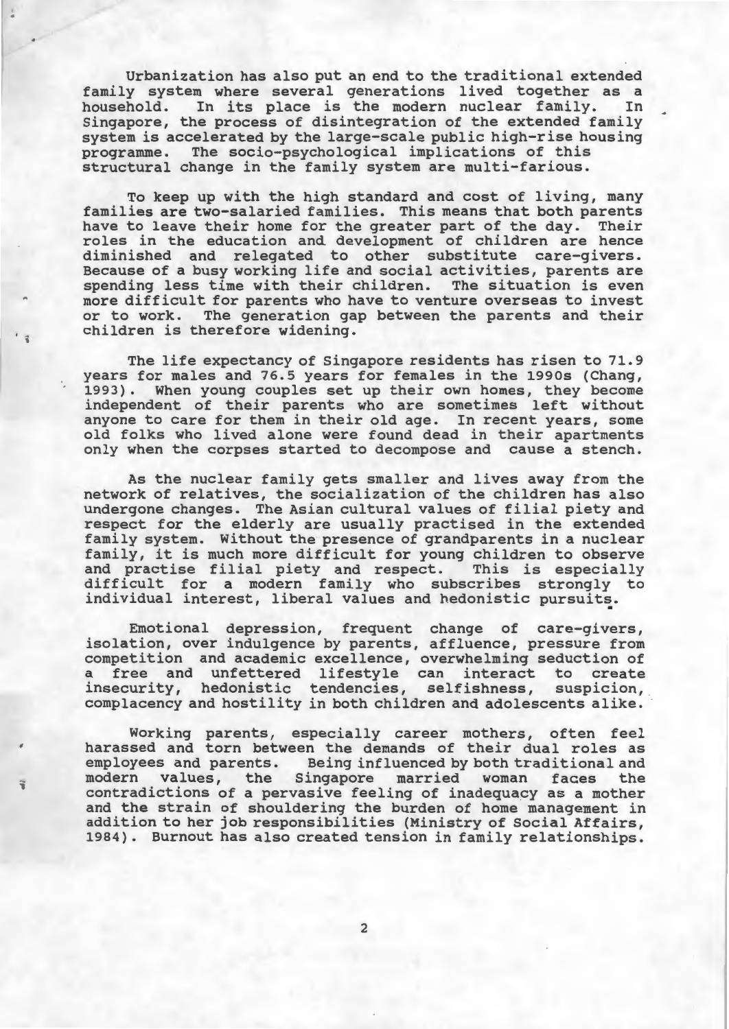Urbanization has also put an end to the traditional extended family system where several generations lived together as a household. In its place is the modern nuclear family. In Singapore, the process of disintegration of the extended family system is accelerated by the large-scale public high-rise housing programme. The socio-psychological implications of this structural change in the family system are multi-farious.

To keep up with the high standard and cost of living, many families are two-salaried families. This means that both parents have to leave their home for the greater part of the day. Their roles in the education and development of children are hence diminished and relegated to other substitute care-givers. Because of a busy working life and social activities, parents are spending less time with their children. The situation is even more difficult for parents who have to venture overseas to invest or to work. The generation gap between the parents and their children is therefore widening.

The life expectancy of Singapore residents has risen to 71.9 years for males and 76.5 years for females in the 1990s (Chang, 1993). When young couples set up their own homes, they become independent of their parents who are sometimes left without anyone to care for them in their old age. In recent years, some old folks who lived alone were found dead in their apartments only when the corpses started to decompose and cause a stench.

As the nuclear family gets smaller and lives away from the network of relatives, the socialization of the children has also undergone changes. The Asian cultural values of filial piety and respect for the elderly are usually practised in the extended family system. Without the presence of grandparents in a nuclear family, it is much more difficult for young children to observe and practise filial piety and respect. This is especially difficult for a modern family who subscribes strongly to individual interest, liberal values and hedonistic pursuits.

Emotional depression, frequent change of care-givers, isolation, over indulgence by parents, affluence, pressure from competition and academic excellence, overwhelming seduction of a free and unfettered lifestyle can interact to create insecurity, hedonistic tendencies, selfishness, suspicion, complacency and hostility in both children and adolescents alike.

Working parents, especially career mothers, often feel harassed and torn between the demands of their dual roles as employees and parents. Being influenced by both traditional and modern values, the Singapore married woman faces the contradictions of a pervasive feeling of inadequacy as a mother and the strain of shouldering the burden of home management in addition to her job responsibilities (Ministry of Social Affairs, 1984). Burnout has also created tension in family relationships.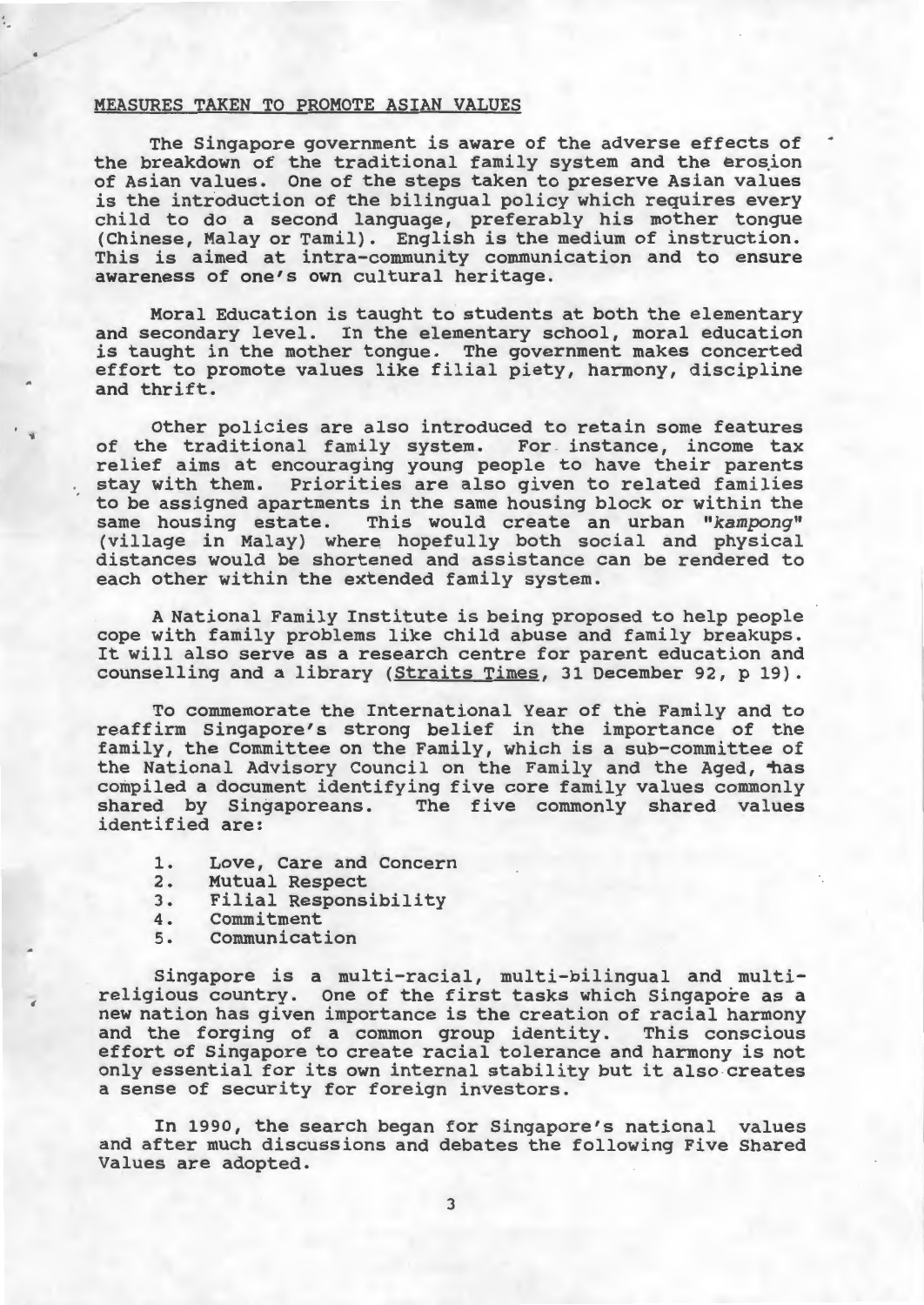## MEASURES TAKEN TO PROMOTE ASIAN VALUES

The Singapore government is aware of the adverse effects of the breakdown of the traditional family system and the erosion of Asian values. One of the steps taken to preserve Asian values is the introduction of the bilingual policy which requires every child to do a second language, preferably his mother tongue (Chinese, Malay or Tamil). English is the medium of instruction. This is aimed at intra-community communication and to ensure awareness of one's own cultural heritage.

Moral Education is taught to students at both the elementary and secondary level. In the elementary school, moral education is taught in the mother tongue. The government makes concerted effort to promote values like filial piety, harmony, discipline and thrift.

Other policies are also introduced to retain some features of the traditional family system. For instance, income tax relief aims at encouraging young people to have their parents stay with them. Priorities are also given to related families to be assigned apartments in the same housing block or within the same housing estate. This would create an urban "*kampong*" (village in Malay) where hopefully both social and physical distances would be shortened and assistance can be rendered to each other within the extended family system.

A National Family Institute is being proposed to help people cope with family problems like child abuse and family breakups. It will also serve as a research centre for parent education and counselling and a library (Straits Times, 31 December 92, p 19).

To commemorate the International Year of the Family and to reaffirm Singapore's strong belief in the importance of the family, the Committee on the Family, which is a sub-committee of the National Advisory Council on the Family and the Aged, has compiled a document identifying five core family values commonly shared by Singaporeans. The five commonly shared values identified are:

1. Love, Care and Concern
2. Mutual Respect
3. Filial Responsibility
4. Commitment
5. Communication

Singapore is a multi-racial, multi-bilingual and multi-religious country. One of the first tasks which Singapore as a new nation has given importance is the creation of racial harmony and the forging of a common group identity. This conscious effort of Singapore to create racial tolerance and harmony is not only essential for its own internal stability but it also creates a sense of security for foreign investors.

In 1990, the search began for Singapore's national values and after much discussions and debates the following Five Shared Values are adopted.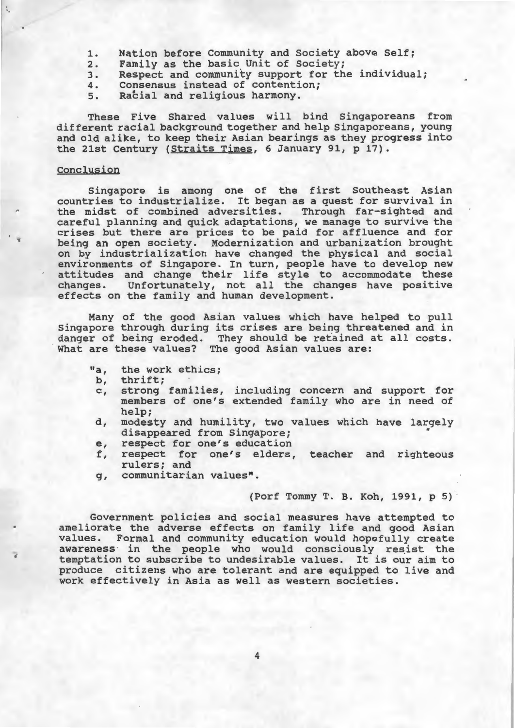1. Nation before Community and Society above Self;
2. Family as the basic Unit of Society;
3. Respect and community support for the individual;
4. Consensus instead of contention;
5. Racial and religious harmony.

These Five Shared values will bind Singaporeans from different racial background together and help Singaporeans, young and old alike, to keep their Asian bearings as they progress into the 21st Century (Straits Times, 6 January 91, p 17).

## Conclusion

Singapore is among one of the first Southeast Asian countries to industrialize. It began as a quest for survival in the midst of combined adversities. Through far-sighted and careful planning and quick adaptations, we manage to survive the crises but there are prices to be paid for affluence and for being an open society. Modernization and urbanization brought on by industrialization have changed the physical and social environments of Singapore. In turn, people have to develop new attitudes and change their life style to accommodate these changes. Unfortunately, not all the changes have positive effects on the family and human development.

Many of the good Asian values which have helped to pull Singapore through during its crises are being threatened and in danger of being eroded. They should be retained at all costs. What are these values? The good Asian values are:

"a, the work ethics;
b, thrift;
c, strong families, including concern and support for members of one's extended family who are in need of help;
d, modesty and humility, two values which have largely disappeared from Singapore;
e, respect for one's education
f, respect for one's elders, teacher and righteous rulers; and
g, communitarian values".

(Porf Tommy T. B. Koh, 1991, p 5)

Government policies and social measures have attempted to ameliorate the adverse effects on family life and good Asian values. Formal and community education would hopefully create awareness in the people who would consciously resist the temptation to subscribe to undesirable values. It is our aim to produce citizens who are tolerant and are equipped to live and work effectively in Asia as well as western societies.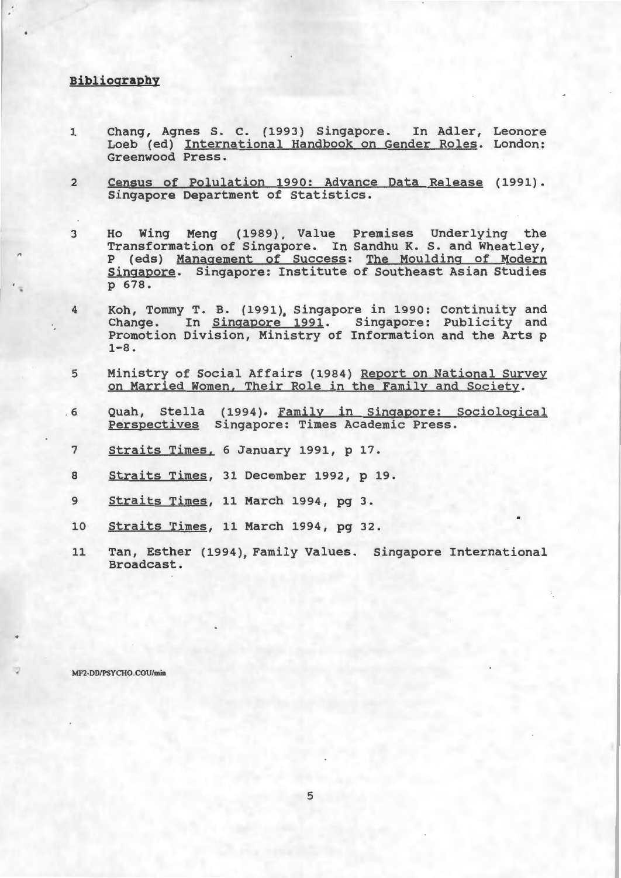**Bibliography**

1 Chang, Agnes S. C. (1993) Singapore. In Adler, Leonore Loeb (ed) International Handbook on Gender Roles. London: Greenwood Press.

2 Census of Polulation 1990: Advance Data Release (1991). Singapore Department of Statistics.

3 Ho Wing Meng (1989). Value Premises Underlying the Transformation of Singapore. In Sandhu K. S. and Wheatley, P (eds) Management of Success: The Moulding of Modern Singapore. Singapore: Institute of Southeast Asian Studies p 678.

4 Koh, Tommy T. B. (1991). Singapore in 1990: Continuity and Change. In Singapore 1991. Singapore: Publicity and Promotion Division, Ministry of Information and the Arts p 1-8.

5 Ministry of Social Affairs (1984) Report on National Survey on Married Women, Their Role in the Family and Society.

6 Quah, Stella (1994). Family in Singapore: Sociological Perspectives Singapore: Times Academic Press.

7 Straits Times, 6 January 1991, p 17.

8 Straits Times, 31 December 1992, p 19.

9 Straits Times, 11 March 1994, pg 3.

10 Straits Times, 11 March 1994, pg 32.

11 Tan, Esther (1994). Family Values. Singapore International Broadcast.

MF2-DD/PSYCHO.COU/min